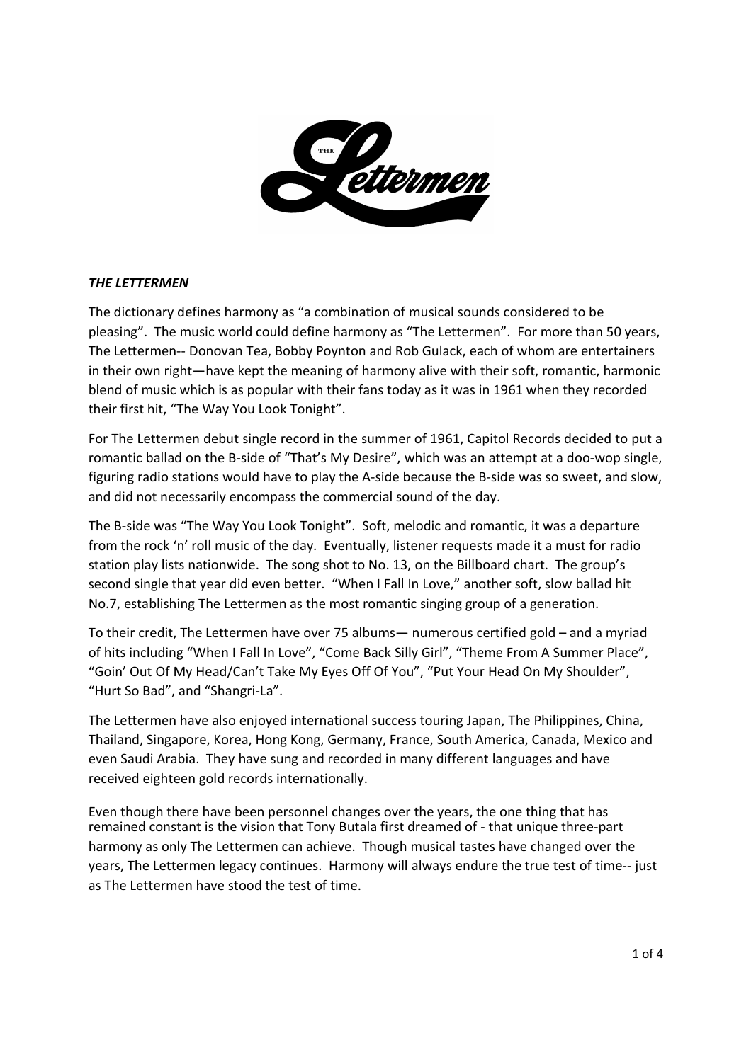***THE LETTERMEN***

The dictionary defines harmony as "a combination of musical sounds considered to be pleasing". The music world could define harmony as "The Lettermen". For more than 50 years, The Lettermen-- Donovan Tea, Bobby Poynton and Rob Gulack, each of whom are entertainers in their own right—have kept the meaning of harmony alive with their soft, romantic, harmonic blend of music which is as popular with their fans today as it was in 1961 when they recorded their first hit, "The Way You Look Tonight".

For The Lettermen debut single record in the summer of 1961, Capitol Records decided to put a romantic ballad on the B-side of "That's My Desire", which was an attempt at a doo-wop single, figuring radio stations would have to play the A-side because the B-side was so sweet, and slow, and did not necessarily encompass the commercial sound of the day.

The B-side was "The Way You Look Tonight". Soft, melodic and romantic, it was a departure from the rock 'n' roll music of the day. Eventually, listener requests made it a must for radio station play lists nationwide. The song shot to No. 13, on the Billboard chart. The group's second single that year did even better. "When I Fall In Love," another soft, slow ballad hit No.7, establishing The Lettermen as the most romantic singing group of a generation.

To their credit, The Lettermen have over 75 albums— numerous certified gold – and a myriad of hits including "When I Fall In Love", "Come Back Silly Girl", "Theme From A Summer Place", "Goin' Out Of My Head/Can't Take My Eyes Off Of You", "Put Your Head On My Shoulder", "Hurt So Bad", and "Shangri-La".

The Lettermen have also enjoyed international success touring Japan, The Philippines, China, Thailand, Singapore, Korea, Hong Kong, Germany, France, South America, Canada, Mexico and even Saudi Arabia. They have sung and recorded in many different languages and have received eighteen gold records internationally.

Even though there have been personnel changes over the years, the one thing that has remained constant is the vision that Tony Butala first dreamed of - that unique three-part harmony as only The Lettermen can achieve. Though musical tastes have changed over the years, The Lettermen legacy continues. Harmony will always endure the true test of time-- just as The Lettermen have stood the test of time.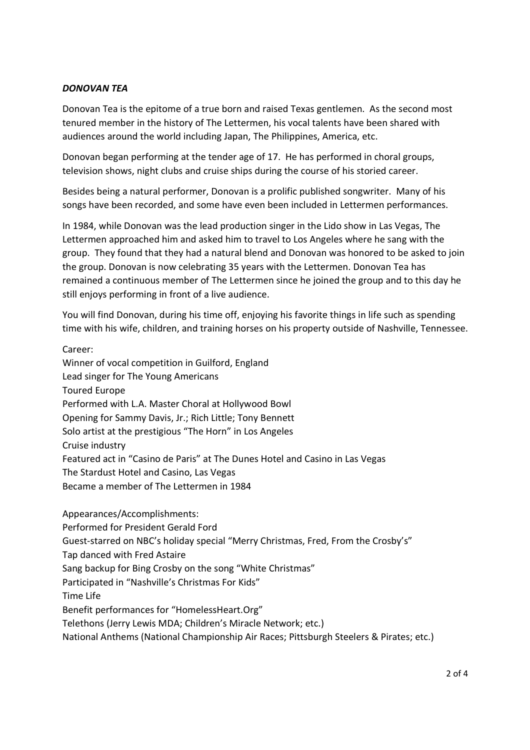## ***DONOVAN TEA***

Donovan Tea is the epitome of a true born and raised Texas gentlemen. As the second most tenured member in the history of The Lettermen, his vocal talents have been shared with audiences around the world including Japan, The Philippines, America, etc.

Donovan began performing at the tender age of 17. He has performed in choral groups, television shows, night clubs and cruise ships during the course of his storied career.

Besides being a natural performer, Donovan is a prolific published songwriter. Many of his songs have been recorded, and some have even been included in Lettermen performances.

In 1984, while Donovan was the lead production singer in the Lido show in Las Vegas, The Lettermen approached him and asked him to travel to Los Angeles where he sang with the group. They found that they had a natural blend and Donovan was honored to be asked to join the group. Donovan is now celebrating 35 years with the Lettermen. Donovan Tea has remained a continuous member of The Lettermen since he joined the group and to this day he still enjoys performing in front of a live audience.

You will find Donovan, during his time off, enjoying his favorite things in life such as spending time with his wife, children, and training horses on his property outside of Nashville, Tennessee.

Career:
Winner of vocal competition in Guilford, England
Lead singer for The Young Americans
Toured Europe
Performed with L.A. Master Choral at Hollywood Bowl
Opening for Sammy Davis, Jr.; Rich Little; Tony Bennett
Solo artist at the prestigious "The Horn" in Los Angeles
Cruise industry
Featured act in "Casino de Paris" at The Dunes Hotel and Casino in Las Vegas
The Stardust Hotel and Casino, Las Vegas
Became a member of The Lettermen in 1984

Appearances/Accomplishments:
Performed for President Gerald Ford
Guest-starred on NBC's holiday special "Merry Christmas, Fred, From the Crosby's"
Tap danced with Fred Astaire
Sang backup for Bing Crosby on the song "White Christmas"
Participated in "Nashville's Christmas For Kids"
Time Life
Benefit performances for "HomelessHeart.Org"
Telethons (Jerry Lewis MDA; Children's Miracle Network; etc.)
National Anthems (National Championship Air Races; Pittsburgh Steelers & Pirates; etc.)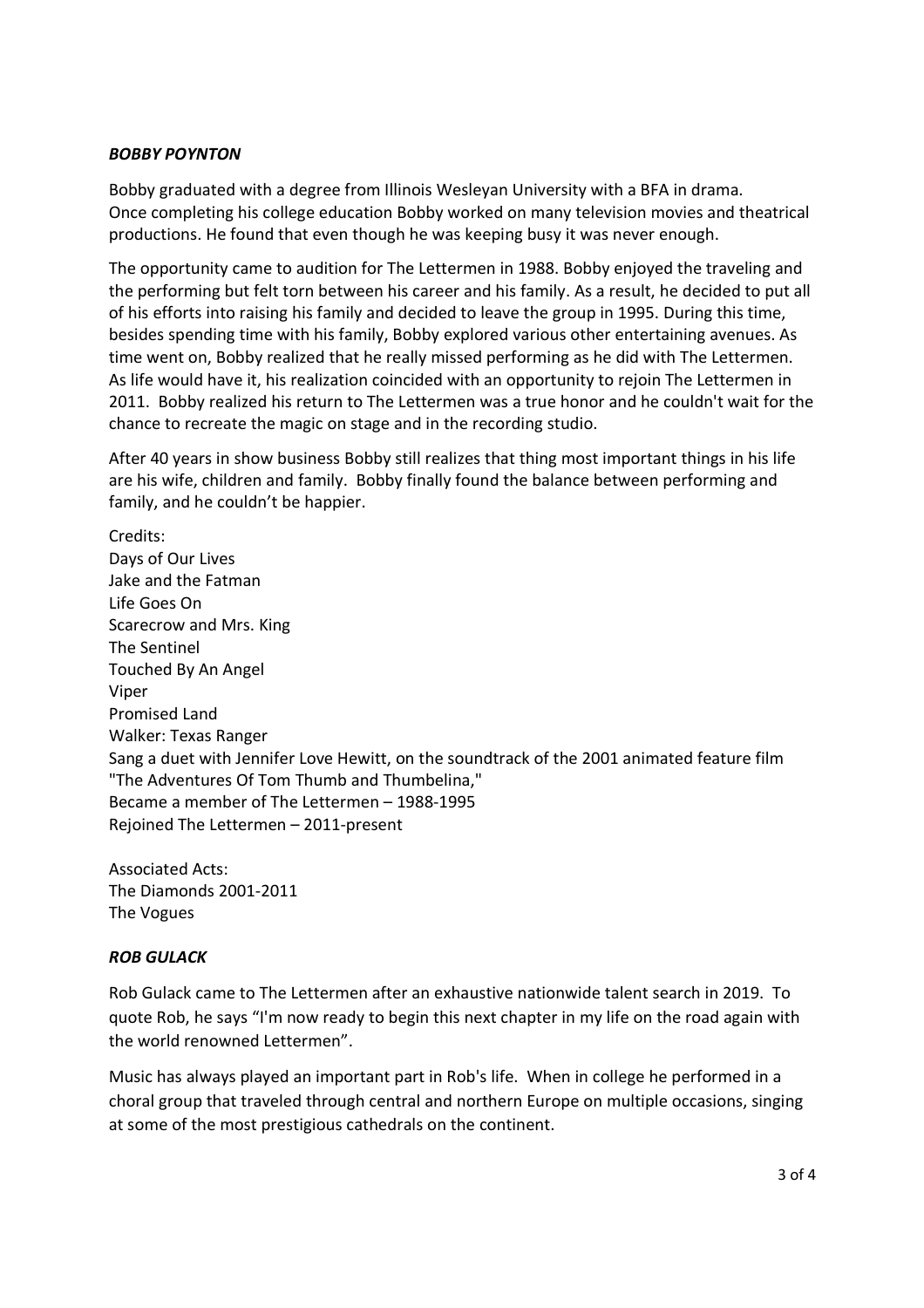***BOBBY POYNTON***

Bobby graduated with a degree from Illinois Wesleyan University with a BFA in drama. Once completing his college education Bobby worked on many television movies and theatrical productions. He found that even though he was keeping busy it was never enough.

The opportunity came to audition for The Lettermen in 1988. Bobby enjoyed the traveling and the performing but felt torn between his career and his family. As a result, he decided to put all of his efforts into raising his family and decided to leave the group in 1995. During this time, besides spending time with his family, Bobby explored various other entertaining avenues. As time went on, Bobby realized that he really missed performing as he did with The Lettermen. As life would have it, his realization coincided with an opportunity to rejoin The Lettermen in 2011. Bobby realized his return to The Lettermen was a true honor and he couldn't wait for the chance to recreate the magic on stage and in the recording studio.

After 40 years in show business Bobby still realizes that thing most important things in his life are his wife, children and family. Bobby finally found the balance between performing and family, and he couldn’t be happier.

Credits:
Days of Our Lives
Jake and the Fatman
Life Goes On
Scarecrow and Mrs. King
The Sentinel
Touched By An Angel
Viper
Promised Land
Walker: Texas Ranger
Sang a duet with Jennifer Love Hewitt, on the soundtrack of the 2001 animated feature film "The Adventures Of Tom Thumb and Thumbelina,"
Became a member of The Lettermen – 1988-1995
Rejoined The Lettermen – 2011-present

Associated Acts:
The Diamonds 2001-2011
The Vogues

***ROB GULACK***

Rob Gulack came to The Lettermen after an exhaustive nationwide talent search in 2019. To quote Rob, he says “I'm now ready to begin this next chapter in my life on the road again with the world renowned Lettermen”.

Music has always played an important part in Rob's life. When in college he performed in a choral group that traveled through central and northern Europe on multiple occasions, singing at some of the most prestigious cathedrals on the continent.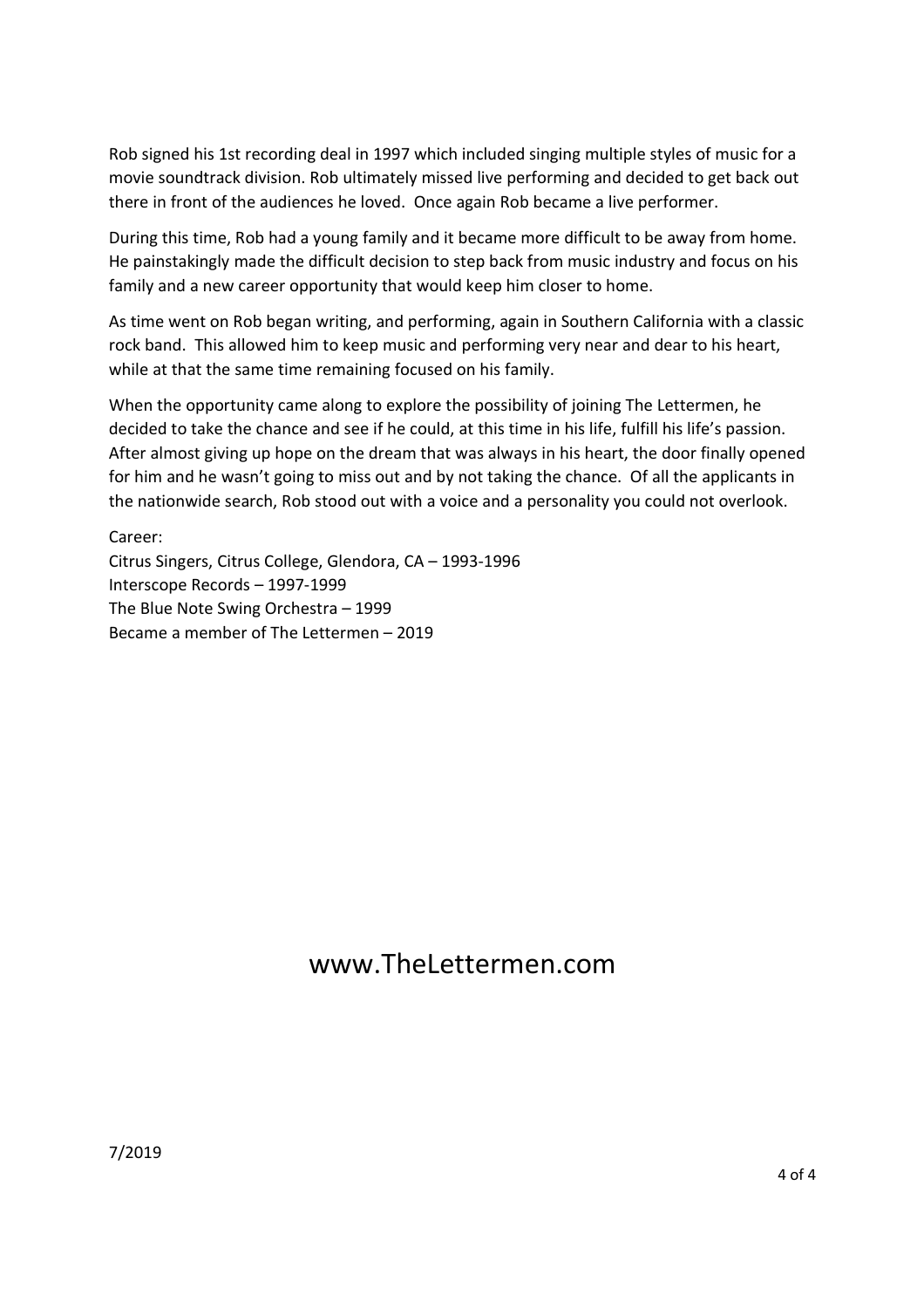Rob signed his 1st recording deal in 1997 which included singing multiple styles of music for a movie soundtrack division. Rob ultimately missed live performing and decided to get back out there in front of the audiences he loved. Once again Rob became a live performer.

During this time, Rob had a young family and it became more difficult to be away from home. He painstakingly made the difficult decision to step back from music industry and focus on his family and a new career opportunity that would keep him closer to home.

As time went on Rob began writing, and performing, again in Southern California with a classic rock band. This allowed him to keep music and performing very near and dear to his heart, while at that the same time remaining focused on his family.

When the opportunity came along to explore the possibility of joining The Lettermen, he decided to take the chance and see if he could, at this time in his life, fulfill his life's passion. After almost giving up hope on the dream that was always in his heart, the door finally opened for him and he wasn't going to miss out and by not taking the chance. Of all the applicants in the nationwide search, Rob stood out with a voice and a personality you could not overlook.

Career:
Citrus Singers, Citrus College, Glendora, CA – 1993-1996
Interscope Records – 1997-1999
The Blue Note Swing Orchestra – 1999
Became a member of The Lettermen – 2019

## www.TheLettermen.com

7/2019